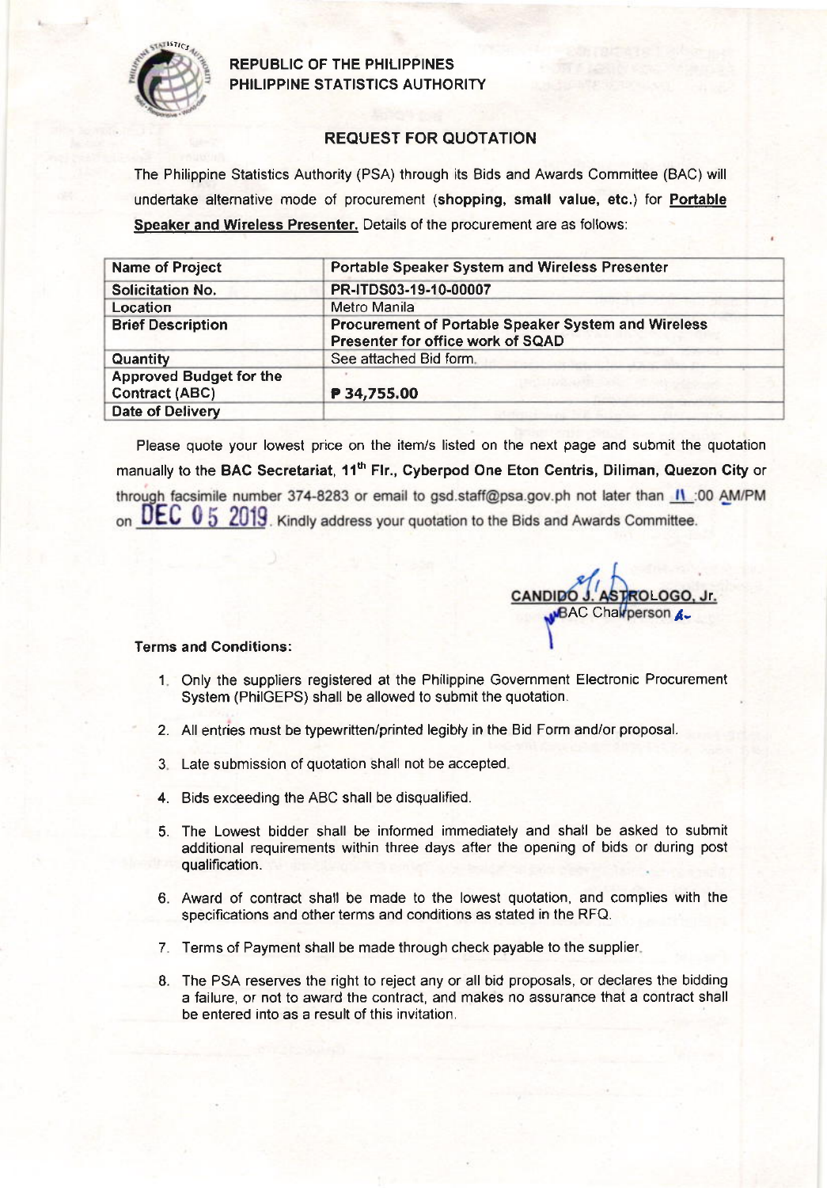**REPUBLIC OF THE PHILIPPINES**
**PHILIPPINE STATISTICS AUTHORITY**

## REQUEST FOR QUOTATION

The Philippine Statistics Authority (PSA) through its Bids and Awards Committee (BAC) will undertake alternative mode of procurement (**shopping, small value, etc.**) for **Portable Speaker and Wireless Presenter.** Details of the procurement are as follows:

| Name of Project | Portable Speaker System and Wireless Presenter |
|---|---|
| Solicitation No. | PR-ITDS03-19-10-00007 |
| Location | Metro Manila |
| Brief Description | Procurement of Portable Speaker System and Wireless Presenter for office work of SQAD |
| Quantity | See attached Bid form. |
| Approved Budget for the Contract (ABC) | ₱ 34,755.00 |
| Date of Delivery | |

Please quote your lowest price on the item/s listed on the next page and submit the quotation manually to the **BAC Secretariat, 11th Flr., Cyberpod One Eton Centris, Diliman, Quezon City** or through facsimile number 374-8283 or email to gsd.staff@psa.gov.ph not later than 11:00 AM/PM on DEC 05 2019. Kindly address your quotation to the Bids and Awards Committee.

**CANDIDO J. ASTROLOGO, Jr.**
BAC Chairperson

**Terms and Conditions:**

1. Only the suppliers registered at the Philippine Government Electronic Procurement System (PhilGEPS) shall be allowed to submit the quotation.
2. All entries must be typewritten/printed legibly in the Bid Form and/or proposal.
3. Late submission of quotation shall not be accepted.
4. Bids exceeding the ABC shall be disqualified.
5. The Lowest bidder shall be informed immediately and shall be asked to submit additional requirements within three days after the opening of bids or during post qualification.
6. Award of contract shall be made to the lowest quotation, and complies with the specifications and other terms and conditions as stated in the RFQ.
7. Terms of Payment shall be made through check payable to the supplier.
8. The PSA reserves the right to reject any or all bid proposals, or declares the bidding a failure, or not to award the contract, and makes no assurance that a contract shall be entered into as a result of this invitation.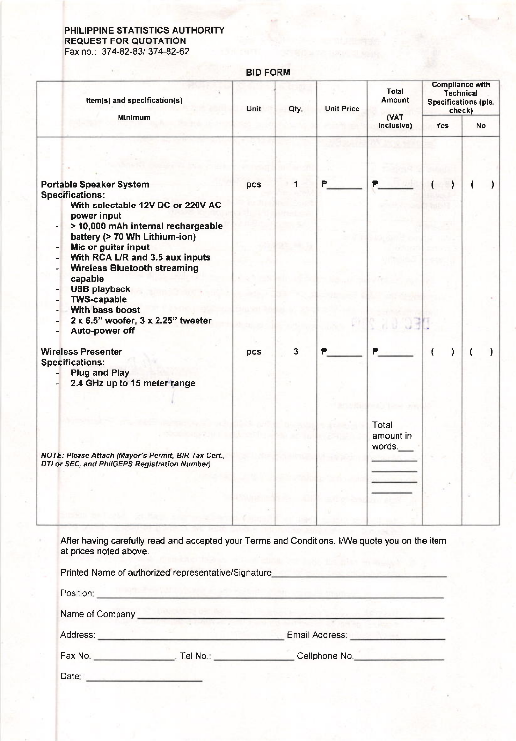PHILIPPINE STATISTICS AUTHORITY
REQUEST FOR QUOTATION
Fax no.: 374-82-83/ 374-82-62

## BID FORM

| Item(s) and specification(s) Minimum | Unit | Qty. | Unit Price | Total Amount (VAT inclusive) | Compliance with Technical Specifications (pls. check) | |
|---|---|---|---|---|---|---|
| | | | | | Yes | No |
| **Portable Speaker System** **Specifications:** - **With selectable 12V DC or 220V AC power input** - **> 10,000 mAh internal rechargeable battery (> 70 Wh Lithium-ion)** - **Mic or guitar input** - **With RCA L/R and 3.5 aux inputs** - **Wireless Bluetooth streaming capable** - **USB playback** - **TWS-capable** - **With bass boost** - **2 x 6.5" woofer, 3 x 2.25" tweeter** - **Auto-power off** | pcs | 1 | ₱______ | ₱______ | ( ) | ( ) |
| **Wireless Presenter** **Specifications:** - **Plug and Play** - **2.4 GHz up to 15 meter range** | pcs | 3 | ₱______ | ₱______ | ( ) | ( ) |
| ***NOTE: Please Attach (Mayor's Permit, BIR Tax Cert., DTI or SEC, and PhilGEPS Registration Number)*** | | | | Total amount in words:___ ________ ________ ________ | | |

After having carefully read and accepted your Terms and Conditions. I/We quote you on the item at prices noted above.

Printed Name of authorized representative/Signature____________________________

Position: ____________________________________________________________

Name of Company ____________________________________________________

Address: ______________________________ Email Address: ________________

Fax No. _______________. Tel No.: _______________ Cellphone No.________________

Date: ____________________